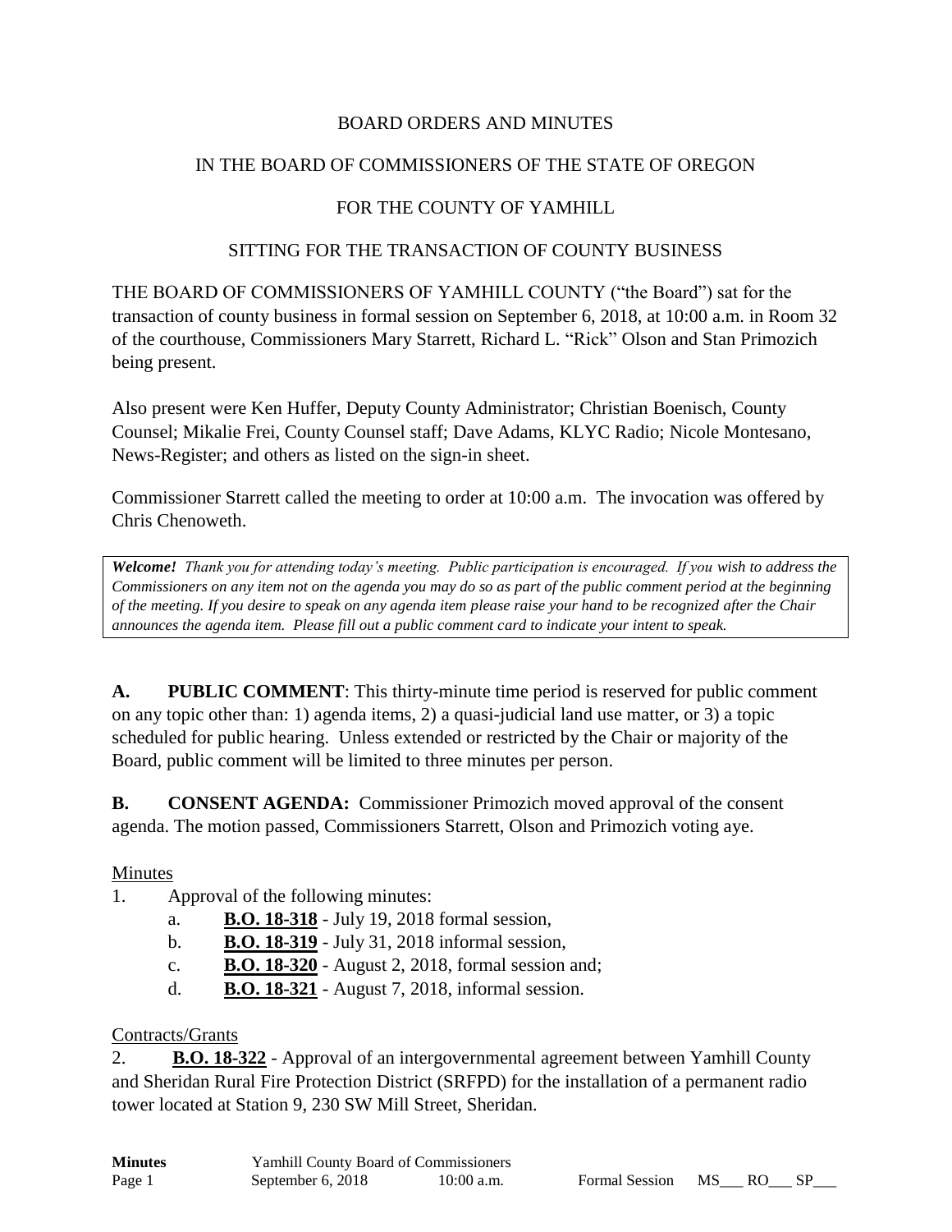BOARD ORDERS AND MINUTES

IN THE BOARD OF COMMISSIONERS OF THE STATE OF OREGON

FOR THE COUNTY OF YAMHILL

SITTING FOR THE TRANSACTION OF COUNTY BUSINESS

THE BOARD OF COMMISSIONERS OF YAMHILL COUNTY ("the Board") sat for the transaction of county business in formal session on September 6, 2018, at 10:00 a.m. in Room 32 of the courthouse, Commissioners Mary Starrett, Richard L. "Rick" Olson and Stan Primozich being present.

Also present were Ken Huffer, Deputy County Administrator; Christian Boenisch, County Counsel; Mikalie Frei, County Counsel staff; Dave Adams, KLYC Radio; Nicole Montesano, News-Register; and others as listed on the sign-in sheet.

Commissioner Starrett called the meeting to order at 10:00 a.m. The invocation was offered by Chris Chenoweth.

> ***Welcome!*** *Thank you for attending today's meeting. Public participation is encouraged. If you wish to address the Commissioners on any item not on the agenda you may do so as part of the public comment period at the beginning of the meeting. If you desire to speak on any agenda item please raise your hand to be recognized after the Chair announces the agenda item. Please fill out a public comment card to indicate your intent to speak.*

**A. PUBLIC COMMENT**: This thirty-minute time period is reserved for public comment on any topic other than: 1) agenda items, 2) a quasi-judicial land use matter, or 3) a topic scheduled for public hearing. Unless extended or restricted by the Chair or majority of the Board, public comment will be limited to three minutes per person.

**B. CONSENT AGENDA:** Commissioner Primozich moved approval of the consent agenda. The motion passed, Commissioners Starrett, Olson and Primozich voting aye.

Minutes

1. Approval of the following minutes:
   a. **B.O. 18-318** - July 19, 2018 formal session,
   b. **B.O. 18-319** - July 31, 2018 informal session,
   c. **B.O. 18-320** - August 2, 2018, formal session and;
   d. **B.O. 18-321** - August 7, 2018, informal session.

Contracts/Grants

2. **B.O. 18-322** - Approval of an intergovernmental agreement between Yamhill County and Sheridan Rural Fire Protection District (SRFPD) for the installation of a permanent radio tower located at Station 9, 230 SW Mill Street, Sheridan.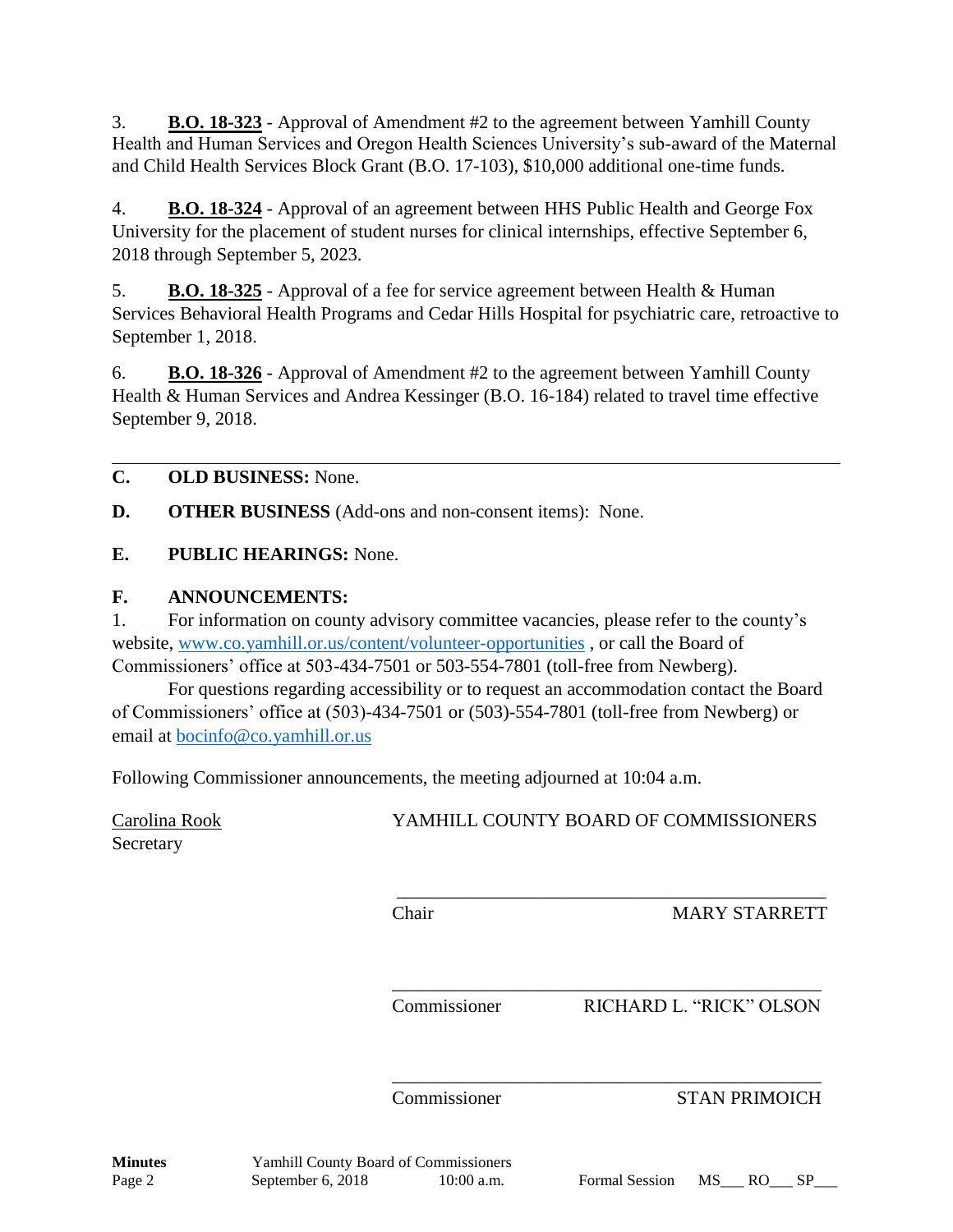3. **B.O. 18-323** - Approval of Amendment #2 to the agreement between Yamhill County Health and Human Services and Oregon Health Sciences University's sub-award of the Maternal and Child Health Services Block Grant (B.O. 17-103), $10,000 additional one-time funds.

4. **B.O. 18-324** - Approval of an agreement between HHS Public Health and George Fox University for the placement of student nurses for clinical internships, effective September 6, 2018 through September 5, 2023.

5. **B.O. 18-325** - Approval of a fee for service agreement between Health & Human Services Behavioral Health Programs and Cedar Hills Hospital for psychiatric care, retroactive to September 1, 2018.

6. **B.O. 18-326** - Approval of Amendment #2 to the agreement between Yamhill County Health & Human Services and Andrea Kessinger (B.O. 16-184) related to travel time effective September 9, 2018.

---

**C. OLD BUSINESS:** None.

**D. OTHER BUSINESS** (Add-ons and non-consent items): None.

**E. PUBLIC HEARINGS:** None.

**F. ANNOUNCEMENTS:**

1. For information on county advisory committee vacancies, please refer to the county's website, www.co.yamhill.or.us/content/volunteer-opportunities , or call the Board of Commissioners' office at 503-434-7501 or 503-554-7801 (toll-free from Newberg).

For questions regarding accessibility or to request an accommodation contact the Board of Commissioners' office at (503)-434-7501 or (503)-554-7801 (toll-free from Newberg) or email at bocinfo@co.yamhill.or.us

Following Commissioner announcements, the meeting adjourned at 10:04 a.m.

Carolina Rook
Secretary

YAMHILL COUNTY BOARD OF COMMISSIONERS

_______________________________________
Chair MARY STARRETT

_______________________________________
Commissioner RICHARD L. "RICK" OLSON

_______________________________________
Commissioner STAN PRIMOICH

**Minutes** Yamhill County Board of Commissioners
Page 2 September 6, 2018 10:00 a.m. Formal Session MS___ RO___ SP___